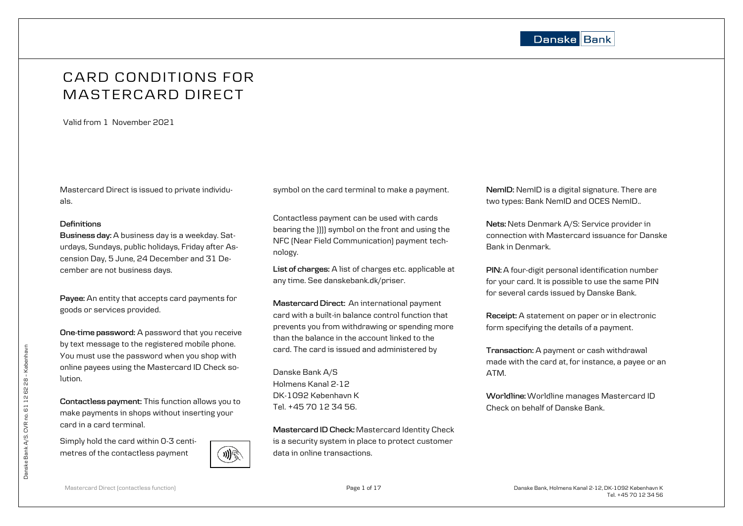# CARD CONDITIONS FOR MASTERCARD DIRECT

Valid from 1 November 2021

Mastercard Direct is issued to private individuals.

**Definitions**

**Business day:** A business day is a weekday. Saturdays, Sundays, public holidays, Friday after Ascension Day, 5 June, 24 December and 31 December are not business days.

**Payee:** An entity that accepts card payments for goods or services provided.

**One-time password:** A password that you receive by text message to the registered mobile phone. You must use the password when you shop with online payees using the Mastercard ID Check solution.

**Contactless payment:** This function allows you to make payments in shops without inserting your card in a card terminal.

Simply hold the card within 0-3 centimetres of the contactless payment symbol on the card terminal to make a payment.

Contactless payment can be used with cards bearing the )))) symbol on the front and using the NFC (Near Field Communication) payment technology.

**List of charges:** A list of charges etc. applicable at any time. See danskebank.dk/priser.

**Mastercard Direct:** An international payment card with a built-in balance control function that prevents you from withdrawing or spending more than the balance in the account linked to the card. The card is issued and administered by

Danske Bank A/S
Holmens Kanal 2-12
DK-1092 København K
Tel. +45 70 12 34 56.

**Mastercard ID Check:** Mastercard Identity Check is a security system in place to protect customer data in online transactions.

**NemID:** NemID is a digital signature. There are two types: Bank NemID and OCES NemID..

**Nets:** Nets Denmark A/S: Service provider in connection with Mastercard issuance for Danske Bank in Denmark.

**PIN:** A four-digit personal identification number for your card. It is possible to use the same PIN for several cards issued by Danske Bank.

**Receipt:** A statement on paper or in electronic form specifying the details of a payment.

**Transaction:** A payment or cash withdrawal made with the card at, for instance, a payee or an ATM.

**Worldline:** Worldline manages Mastercard ID Check on behalf of Danske Bank.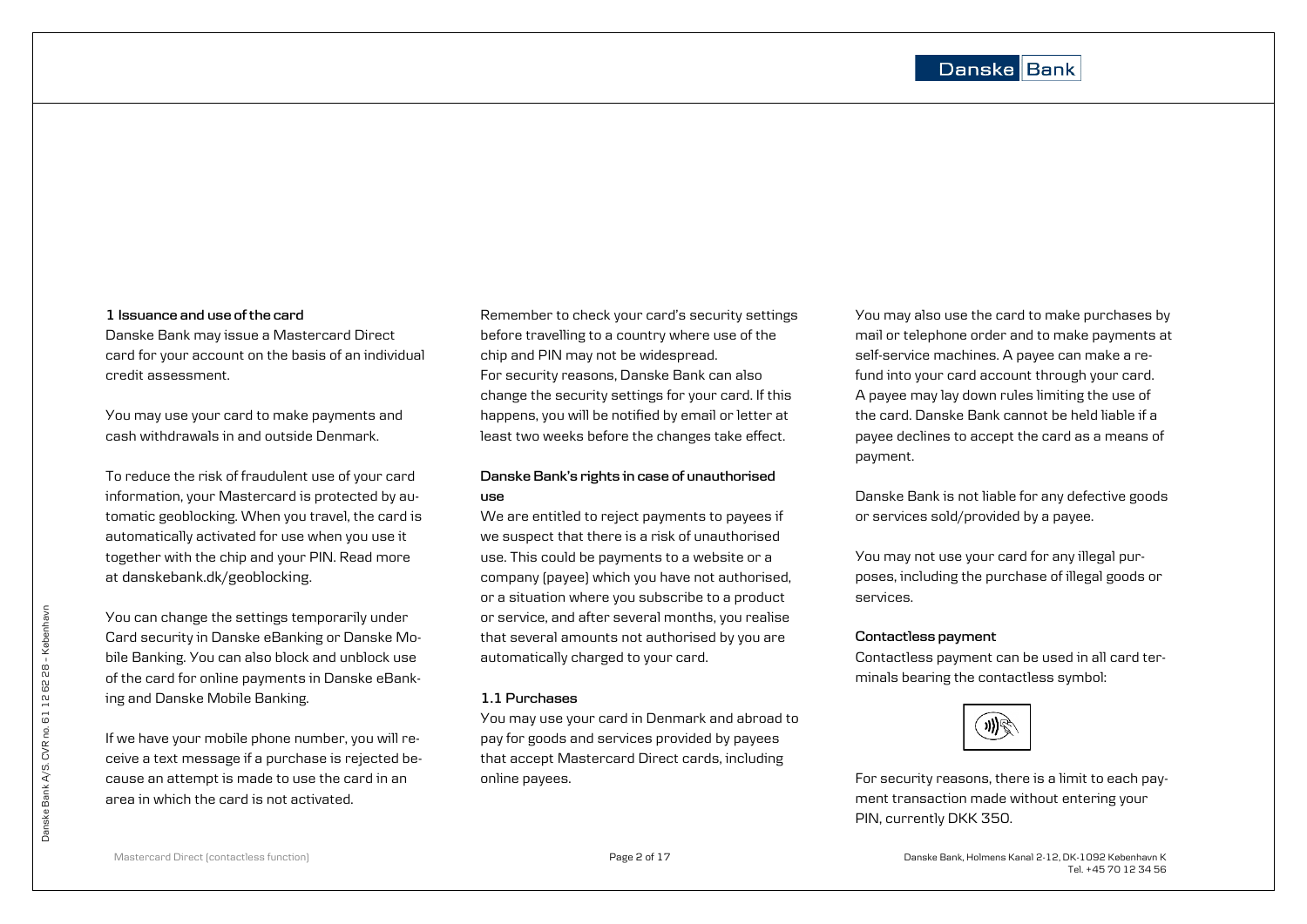## 1 Issuance and use of the card

Danske Bank may issue a Mastercard Direct card for your account on the basis of an individual credit assessment.

You may use your card to make payments and cash withdrawals in and outside Denmark.

To reduce the risk of fraudulent use of your card information, your Mastercard is protected by automatic geoblocking. When you travel, the card is automatically activated for use when you use it together with the chip and your PIN. Read more at danskebank.dk/geoblocking.

You can change the settings temporarily under Card security in Danske eBanking or Danske Mobile Banking. You can also block and unblock use of the card for online payments in Danske eBanking and Danske Mobile Banking.

If we have your mobile phone number, you will receive a text message if a purchase is rejected because an attempt is made to use the card in an area in which the card is not activated.

Remember to check your card's security settings before travelling to a country where use of the chip and PIN may not be widespread.
For security reasons, Danske Bank can also change the security settings for your card. If this happens, you will be notified by email or letter at least two weeks before the changes take effect.

### Danske Bank's rights in case of unauthorised use

We are entitled to reject payments to payees if we suspect that there is a risk of unauthorised use. This could be payments to a website or a company (payee) which you have not authorised, or a situation where you subscribe to a product or service, and after several months, you realise that several amounts not authorised by you are automatically charged to your card.

### 1.1 Purchases

You may use your card in Denmark and abroad to pay for goods and services provided by payees that accept Mastercard Direct cards, including online payees.

You may also use the card to make purchases by mail or telephone order and to make payments at self-service machines. A payee can make a refund into your card account through your card. A payee may lay down rules limiting the use of the card. Danske Bank cannot be held liable if a payee declines to accept the card as a means of payment.

Danske Bank is not liable for any defective goods or services sold/provided by a payee.

You may not use your card for any illegal purposes, including the purchase of illegal goods or services.

### Contactless payment

Contactless payment can be used in all card terminals bearing the contactless symbol:

For security reasons, there is a limit to each payment transaction made without entering your PIN, currently DKK 350.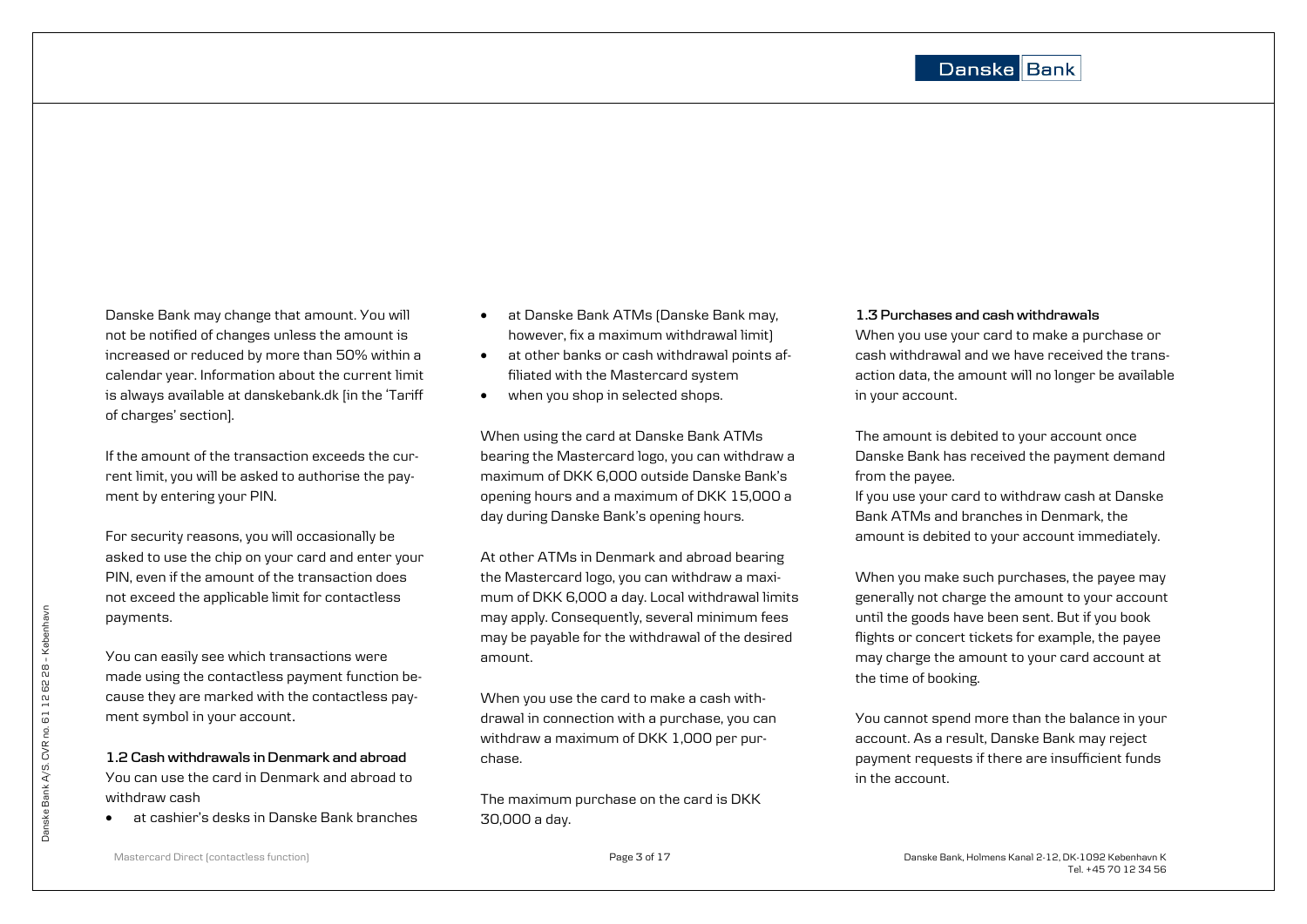Danske Bank may change that amount. You will not be notified of changes unless the amount is increased or reduced by more than 50% within a calendar year. Information about the current limit is always available at danskebank.dk [in the 'Tariff of charges' section].

If the amount of the transaction exceeds the current limit, you will be asked to authorise the payment by entering your PIN.

For security reasons, you will occasionally be asked to use the chip on your card and enter your PIN, even if the amount of the transaction does not exceed the applicable limit for contactless payments.

You can easily see which transactions were made using the contactless payment function because they are marked with the contactless payment symbol in your account.

**1.2 Cash withdrawals in Denmark and abroad**
You can use the card in Denmark and abroad to withdraw cash

- at cashier's desks in Danske Bank branches
- at Danske Bank ATMs (Danske Bank may, however, fix a maximum withdrawal limit)
- at other banks or cash withdrawal points affiliated with the Mastercard system
- when you shop in selected shops.

When using the card at Danske Bank ATMs bearing the Mastercard logo, you can withdraw a maximum of DKK 6,000 outside Danske Bank's opening hours and a maximum of DKK 15,000 a day during Danske Bank's opening hours.

At other ATMs in Denmark and abroad bearing the Mastercard logo, you can withdraw a maximum of DKK 6,000 a day. Local withdrawal limits may apply. Consequently, several minimum fees may be payable for the withdrawal of the desired amount.

When you use the card to make a cash withdrawal in connection with a purchase, you can withdraw a maximum of DKK 1,000 per purchase.

The maximum purchase on the card is DKK 30,000 a day.

**1.3 Purchases and cash withdrawals**
When you use your card to make a purchase or cash withdrawal and we have received the transaction data, the amount will no longer be available in your account.

The amount is debited to your account once Danske Bank has received the payment demand from the payee.
If you use your card to withdraw cash at Danske Bank ATMs and branches in Denmark, the amount is debited to your account immediately.

When you make such purchases, the payee may generally not charge the amount to your account until the goods have been sent. But if you book flights or concert tickets for example, the payee may charge the amount to your card account at the time of booking.

You cannot spend more than the balance in your account. As a result, Danske Bank may reject payment requests if there are insufficient funds in the account.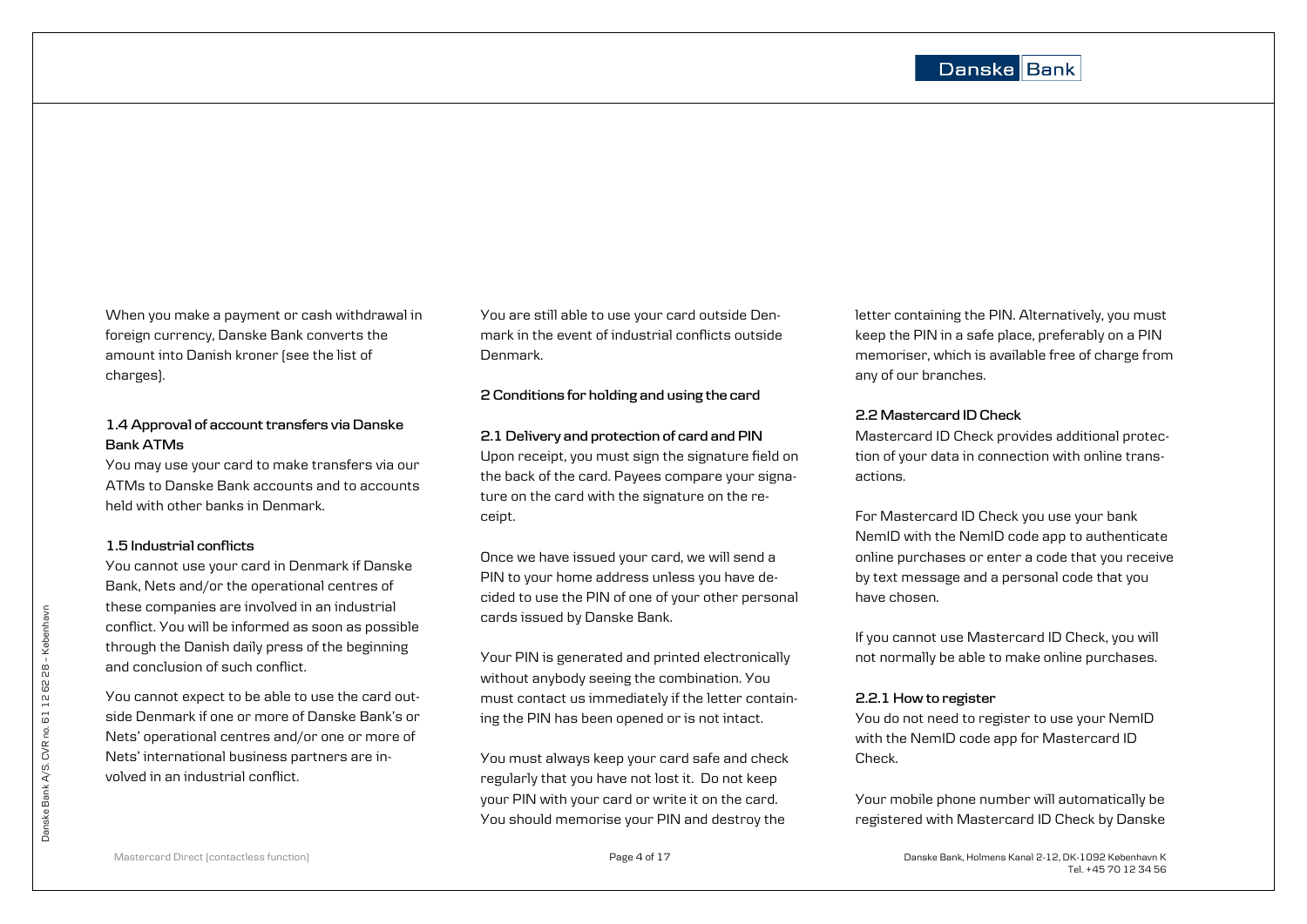When you make a payment or cash withdrawal in foreign currency, Danske Bank converts the amount into Danish kroner (see the list of charges).

### 1.4 Approval of account transfers via Danske Bank ATMs

You may use your card to make transfers via our ATMs to Danske Bank accounts and to accounts held with other banks in Denmark.

### 1.5 Industrial conflicts

You cannot use your card in Denmark if Danske Bank, Nets and/or the operational centres of these companies are involved in an industrial conflict. You will be informed as soon as possible through the Danish daily press of the beginning and conclusion of such conflict.

You cannot expect to be able to use the card outside Denmark if one or more of Danske Bank's or Nets' operational centres and/or one or more of Nets' international business partners are involved in an industrial conflict.

You are still able to use your card outside Denmark in the event of industrial conflicts outside Denmark.

## 2 Conditions for holding and using the card

### 2.1 Delivery and protection of card and PIN

Upon receipt, you must sign the signature field on the back of the card. Payees compare your signature on the card with the signature on the receipt.

Once we have issued your card, we will send a PIN to your home address unless you have decided to use the PIN of one of your other personal cards issued by Danske Bank.

Your PIN is generated and printed electronically without anybody seeing the combination. You must contact us immediately if the letter containing the PIN has been opened or is not intact.

You must always keep your card safe and check regularly that you have not lost it. Do not keep your PIN with your card or write it on the card. You should memorise your PIN and destroy the letter containing the PIN. Alternatively, you must keep the PIN in a safe place, preferably on a PIN memoriser, which is available free of charge from any of our branches.

### 2.2 Mastercard ID Check

Mastercard ID Check provides additional protection of your data in connection with online transactions.

For Mastercard ID Check you use your bank NemID with the NemID code app to authenticate online purchases or enter a code that you receive by text message and a personal code that you have chosen.

If you cannot use Mastercard ID Check, you will not normally be able to make online purchases.

#### 2.2.1 How to register

You do not need to register to use your NemID with the NemID code app for Mastercard ID Check.

Your mobile phone number will automatically be registered with Mastercard ID Check by Danske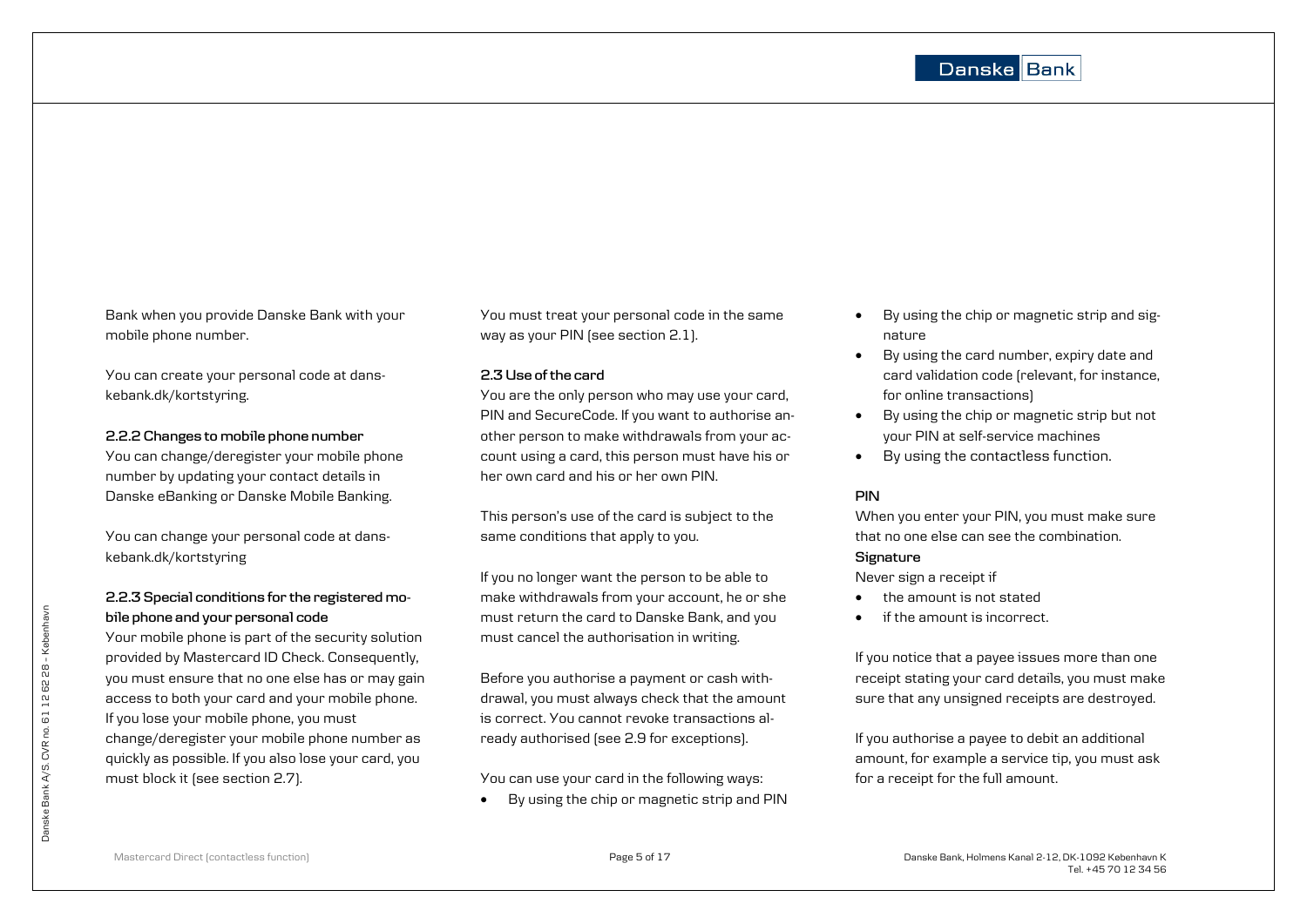Bank when you provide Danske Bank with your mobile phone number.

You can create your personal code at danskebank.dk/kortstyring.

#### 2.2.2 Changes to mobile phone number

You can change/deregister your mobile phone number by updating your contact details in Danske eBanking or Danske Mobile Banking.

You can change your personal code at danskebank.dk/kortstyring

#### 2.2.3 Special conditions for the registered mobile phone and your personal code

Your mobile phone is part of the security solution provided by Mastercard ID Check. Consequently, you must ensure that no one else has or may gain access to both your card and your mobile phone. If you lose your mobile phone, you must change/deregister your mobile phone number as quickly as possible. If you also lose your card, you must block it (see section 2.7).

You must treat your personal code in the same way as your PIN (see section 2.1).

### 2.3 Use of the card

You are the only person who may use your card, PIN and SecureCode. If you want to authorise another person to make withdrawals from your account using a card, this person must have his or her own card and his or her own PIN.

This person's use of the card is subject to the same conditions that apply to you.

If you no longer want the person to be able to make withdrawals from your account, he or she must return the card to Danske Bank, and you must cancel the authorisation in writing.

Before you authorise a payment or cash withdrawal, you must always check that the amount is correct. You cannot revoke transactions already authorised (see 2.9 for exceptions).

You can use your card in the following ways:

- By using the chip or magnetic strip and PIN
- By using the chip or magnetic strip and signature
- By using the card number, expiry date and card validation code (relevant, for instance, for online transactions)
- By using the chip or magnetic strip but not your PIN at self-service machines
- By using the contactless function.

**PIN**

When you enter your PIN, you must make sure that no one else can see the combination.

**Signature**

Never sign a receipt if

- the amount is not stated
- if the amount is incorrect.

If you notice that a payee issues more than one receipt stating your card details, you must make sure that any unsigned receipts are destroyed.

If you authorise a payee to debit an additional amount, for example a service tip, you must ask for a receipt for the full amount.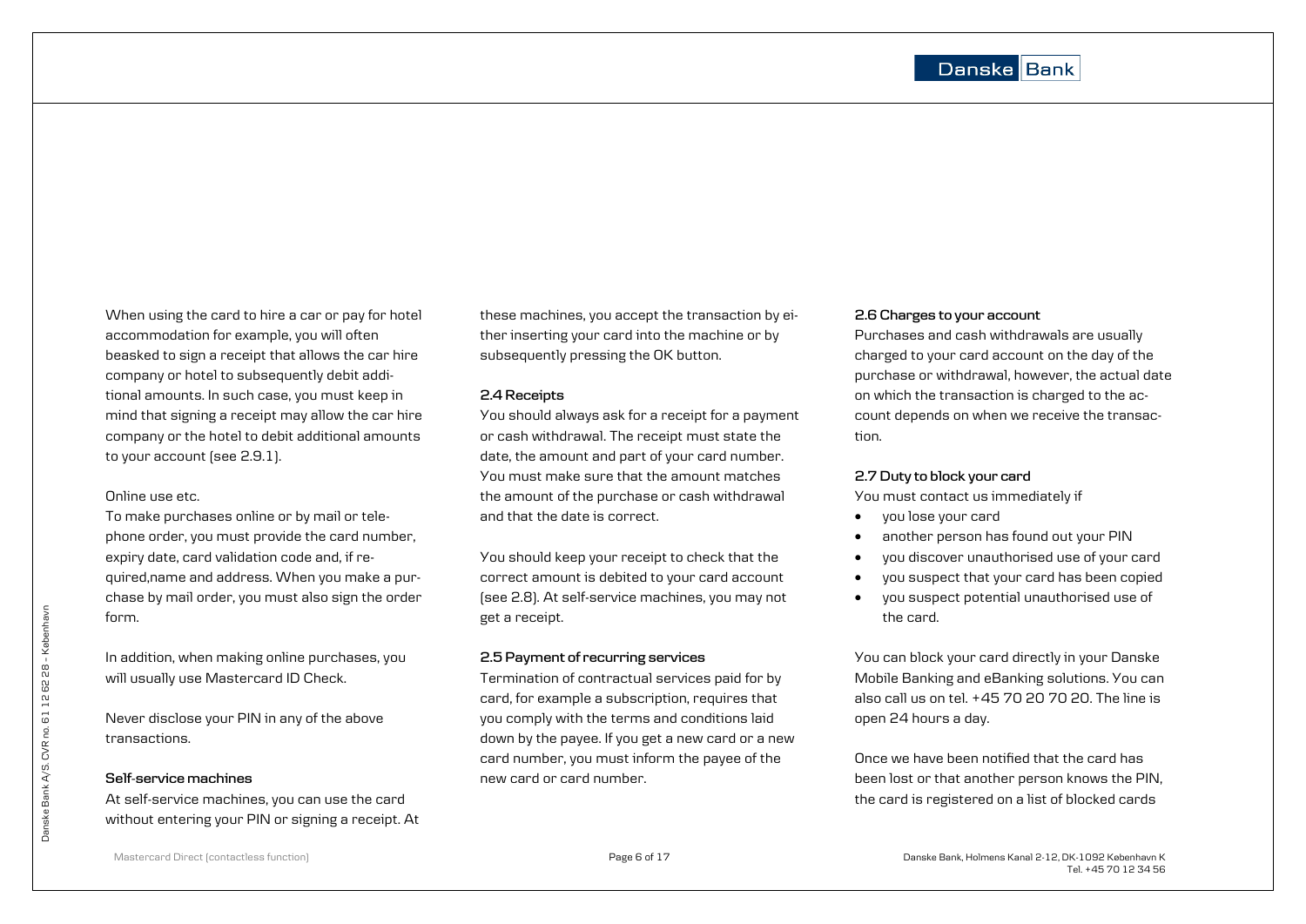When using the card to hire a car or pay for hotel accommodation for example, you will often beasked to sign a receipt that allows the car hire company or hotel to subsequently debit additional amounts. In such case, you must keep in mind that signing a receipt may allow the car hire company or the hotel to debit additional amounts to your account (see 2.9.1).

Online use etc.

To make purchases online or by mail or telephone order, you must provide the card number, expiry date, card validation code and, if required,name and address. When you make a purchase by mail order, you must also sign the order form.

In addition, when making online purchases, you will usually use Mastercard ID Check.

Never disclose your PIN in any of the above transactions.

**Self-service machines**

At self-service machines, you can use the card without entering your PIN or signing a receipt. At these machines, you accept the transaction by either inserting your card into the machine or by subsequently pressing the OK button.

**2.4 Receipts**

You should always ask for a receipt for a payment or cash withdrawal. The receipt must state the date, the amount and part of your card number. You must make sure that the amount matches the amount of the purchase or cash withdrawal and that the date is correct.

You should keep your receipt to check that the correct amount is debited to your card account (see 2.8). At self-service machines, you may not get a receipt.

**2.5 Payment of recurring services**

Termination of contractual services paid for by card, for example a subscription, requires that you comply with the terms and conditions laid down by the payee. If you get a new card or a new card number, you must inform the payee of the new card or card number.

**2.6 Charges to your account**

Purchases and cash withdrawals are usually charged to your card account on the day of the purchase or withdrawal, however, the actual date on which the transaction is charged to the account depends on when we receive the transaction.

**2.7 Duty to block your card**

You must contact us immediately if

- you lose your card
- another person has found out your PIN
- you discover unauthorised use of your card
- you suspect that your card has been copied
- you suspect potential unauthorised use of the card.

You can block your card directly in your Danske Mobile Banking and eBanking solutions. You can also call us on tel. +45 70 20 70 20. The line is open 24 hours a day.

Once we have been notified that the card has been lost or that another person knows the PIN, the card is registered on a list of blocked cards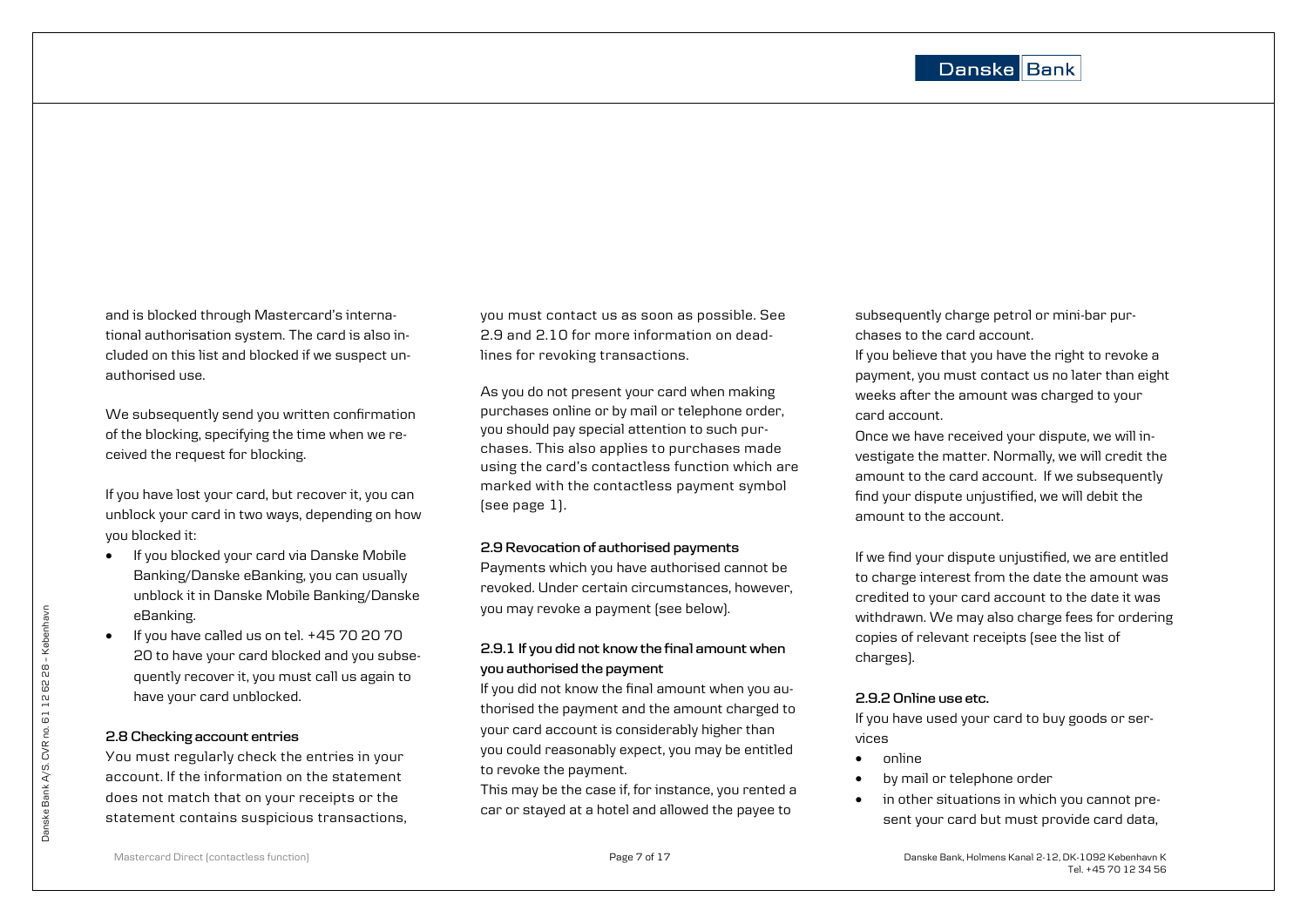and is blocked through Mastercard's international authorisation system. The card is also included on this list and blocked if we suspect unauthorised use.

We subsequently send you written confirmation of the blocking, specifying the time when we received the request for blocking.

If you have lost your card, but recover it, you can unblock your card in two ways, depending on how you blocked it:

- If you blocked your card via Danske Mobile Banking/Danske eBanking, you can usually unblock it in Danske Mobile Banking/Danske eBanking.
- If you have called us on tel. +45 70 20 70 20 to have your card blocked and you subsequently recover it, you must call us again to have your card unblocked.

**2.8 Checking account entries**

You must regularly check the entries in your account. If the information on the statement does not match that on your receipts or the statement contains suspicious transactions, you must contact us as soon as possible. See 2.9 and 2.10 for more information on deadlines for revoking transactions.

As you do not present your card when making purchases online or by mail or telephone order, you should pay special attention to such purchases. This also applies to purchases made using the card's contactless function which are marked with the contactless payment symbol (see page 1).

**2.9 Revocation of authorised payments**

Payments which you have authorised cannot be revoked. Under certain circumstances, however, you may revoke a payment (see below).

**2.9.1 If you did not know the final amount when you authorised the payment**

If you did not know the final amount when you authorised the payment and the amount charged to your card account is considerably higher than you could reasonably expect, you may be entitled to revoke the payment.

This may be the case if, for instance, you rented a car or stayed at a hotel and allowed the payee to subsequently charge petrol or mini-bar purchases to the card account.

If you believe that you have the right to revoke a payment, you must contact us no later than eight weeks after the amount was charged to your card account.

Once we have received your dispute, we will investigate the matter. Normally, we will credit the amount to the card account. If we subsequently find your dispute unjustified, we will debit the amount to the account.

If we find your dispute unjustified, we are entitled to charge interest from the date the amount was credited to your card account to the date it was withdrawn. We may also charge fees for ordering copies of relevant receipts (see the list of charges).

**2.9.2 Online use etc.**

If you have used your card to buy goods or services

- online
- by mail or telephone order
- in other situations in which you cannot present your card but must provide card data,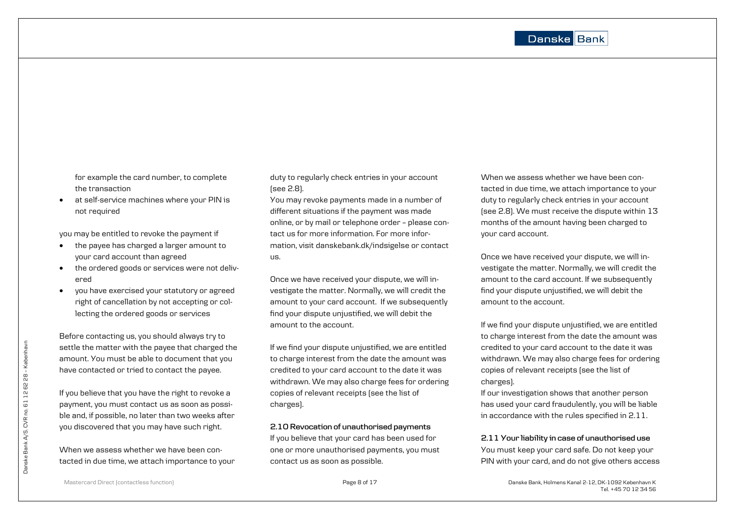for example the card number, to complete the transaction
- at self-service machines where your PIN is not required

you may be entitled to revoke the payment if
- the payee has charged a larger amount to your card account than agreed
- the ordered goods or services were not delivered
- you have exercised your statutory or agreed right of cancellation by not accepting or collecting the ordered goods or services

Before contacting us, you should always try to settle the matter with the payee that charged the amount. You must be able to document that you have contacted or tried to contact the payee.

If you believe that you have the right to revoke a payment, you must contact us as soon as possible and, if possible, no later than two weeks after you discovered that you may have such right.

When we assess whether we have been contacted in due time, we attach importance to your duty to regularly check entries in your account (see 2.8).

You may revoke payments made in a number of different situations if the payment was made online, or by mail or telephone order – please contact us for more information. For more information, visit danskebank.dk/indsigelse or contact us.

Once we have received your dispute, we will investigate the matter. Normally, we will credit the amount to your card account. If we subsequently find your dispute unjustified, we will debit the amount to the account.

If we find your dispute unjustified, we are entitled to charge interest from the date the amount was credited to your card account to the date it was withdrawn. We may also charge fees for ordering copies of relevant receipts (see the list of charges).

**2.10 Revocation of unauthorised payments**

If you believe that your card has been used for one or more unauthorised payments, you must contact us as soon as possible.

When we assess whether we have been contacted in due time, we attach importance to your duty to regularly check entries in your account (see 2.8). We must receive the dispute within 13 months of the amount having been charged to your card account.

Once we have received your dispute, we will investigate the matter. Normally, we will credit the amount to the card account. If we subsequently find your dispute unjustified, we will debit the amount to the account.

If we find your dispute unjustified, we are entitled to charge interest from the date the amount was credited to your card account to the date it was withdrawn. We may also charge fees for ordering copies of relevant receipts (see the list of charges).

If our investigation shows that another person has used your card fraudulently, you will be liable in accordance with the rules specified in 2.11.

**2.11 Your liability in case of unauthorised use**

You must keep your card safe. Do not keep your PIN with your card, and do not give others access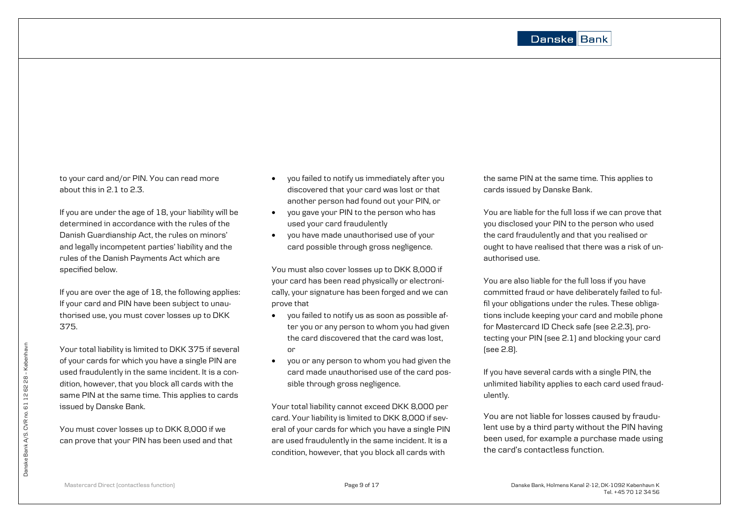to your card and/or PIN. You can read more about this in 2.1 to 2.3.

If you are under the age of 18, your liability will be determined in accordance with the rules of the Danish Guardianship Act, the rules on minors' and legally incompetent parties' liability and the rules of the Danish Payments Act which are specified below.

If you are over the age of 18, the following applies: If your card and PIN have been subject to unauthorised use, you must cover losses up to DKK 375.

Your total liability is limited to DKK 375 if several of your cards for which you have a single PIN are used fraudulently in the same incident. It is a condition, however, that you block all cards with the same PIN at the same time. This applies to cards issued by Danske Bank.

You must cover losses up to DKK 8,000 if we can prove that your PIN has been used and that

- you failed to notify us immediately after you discovered that your card was lost or that another person had found out your PIN, or
- you gave your PIN to the person who has used your card fraudulently
- you have made unauthorised use of your card possible through gross negligence.

You must also cover losses up to DKK 8,000 if your card has been read physically or electronically, your signature has been forged and we can prove that

- you failed to notify us as soon as possible after you or any person to whom you had given the card discovered that the card was lost, or
- you or any person to whom you had given the card made unauthorised use of the card possible through gross negligence.

Your total liability cannot exceed DKK 8,000 per card. Your liability is limited to DKK 8,000 if several of your cards for which you have a single PIN are used fraudulently in the same incident. It is a condition, however, that you block all cards with the same PIN at the same time. This applies to cards issued by Danske Bank.

You are liable for the full loss if we can prove that you disclosed your PIN to the person who used the card fraudulently and that you realised or ought to have realised that there was a risk of unauthorised use.

You are also liable for the full loss if you have committed fraud or have deliberately failed to fulfil your obligations under the rules. These obligations include keeping your card and mobile phone for Mastercard ID Check safe (see 2.2.3), protecting your PIN (see 2.1) and blocking your card (see 2.8).

If you have several cards with a single PIN, the unlimited liability applies to each card used fraudulently.

You are not liable for losses caused by fraudulent use by a third party without the PIN having been used, for example a purchase made using the card's contactless function.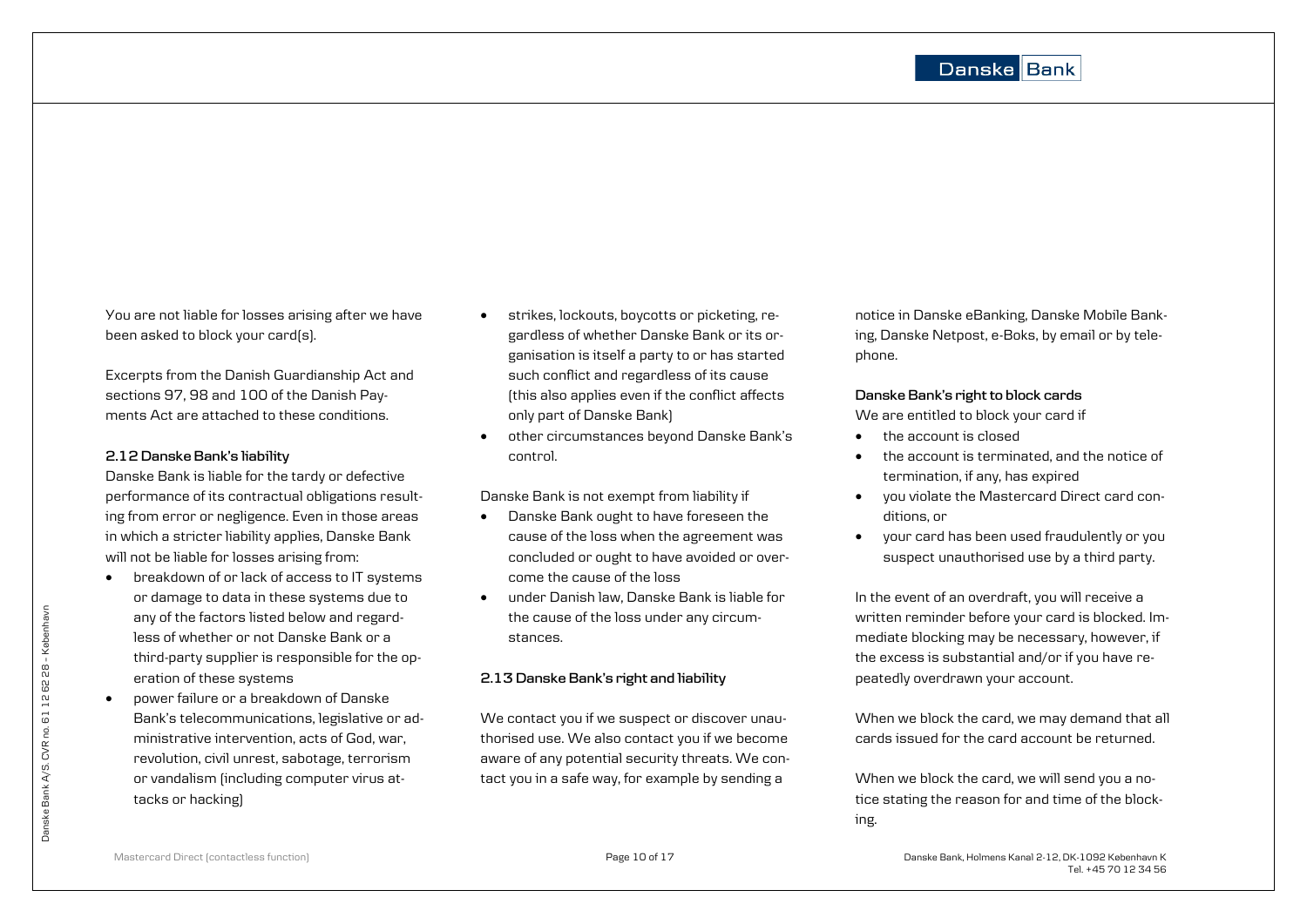You are not liable for losses arising after we have been asked to block your card(s).

Excerpts from the Danish Guardianship Act and sections 97, 98 and 100 of the Danish Payments Act are attached to these conditions.

### 2.12 Danske Bank's liability

Danske Bank is liable for the tardy or defective performance of its contractual obligations resulting from error or negligence. Even in those areas in which a stricter liability applies, Danske Bank will not be liable for losses arising from:

- breakdown of or lack of access to IT systems or damage to data in these systems due to any of the factors listed below and regardless of whether or not Danske Bank or a third-party supplier is responsible for the operation of these systems
- power failure or a breakdown of Danske Bank's telecommunications, legislative or administrative intervention, acts of God, war, revolution, civil unrest, sabotage, terrorism or vandalism (including computer virus attacks or hacking)
- strikes, lockouts, boycotts or picketing, regardless of whether Danske Bank or its organisation is itself a party to or has started such conflict and regardless of its cause (this also applies even if the conflict affects only part of Danske Bank)
- other circumstances beyond Danske Bank's control.

Danske Bank is not exempt from liability if

- Danske Bank ought to have foreseen the cause of the loss when the agreement was concluded or ought to have avoided or overcome the cause of the loss
- under Danish law, Danske Bank is liable for the cause of the loss under any circumstances.

### 2.13 Danske Bank's right and liability

We contact you if we suspect or discover unauthorised use. We also contact you if we become aware of any potential security threats. We contact you in a safe way, for example by sending a notice in Danske eBanking, Danske Mobile Banking, Danske Netpost, e-Boks, by email or by telephone.

**Danske Bank's right to block cards**

We are entitled to block your card if

- the account is closed
- the account is terminated, and the notice of termination, if any, has expired
- you violate the Mastercard Direct card conditions, or
- your card has been used fraudulently or you suspect unauthorised use by a third party.

In the event of an overdraft, you will receive a written reminder before your card is blocked. Immediate blocking may be necessary, however, if the excess is substantial and/or if you have repeatedly overdrawn your account.

When we block the card, we may demand that all cards issued for the card account be returned.

When we block the card, we will send you a notice stating the reason for and time of the blocking.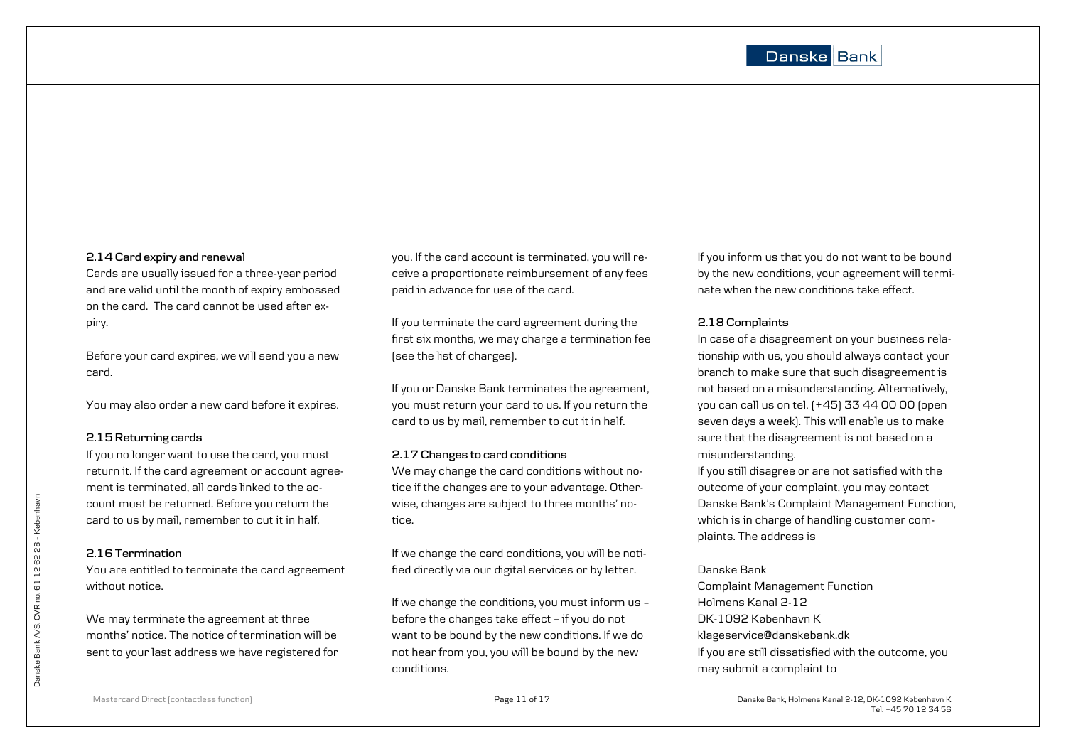### 2.14 Card expiry and renewal

Cards are usually issued for a three-year period and are valid until the month of expiry embossed on the card. The card cannot be used after expiry.

Before your card expires, we will send you a new card.

You may also order a new card before it expires.

### 2.15 Returning cards

If you no longer want to use the card, you must return it. If the card agreement or account agreement is terminated, all cards linked to the account must be returned. Before you return the card to us by mail, remember to cut it in half.

### 2.16 Termination

You are entitled to terminate the card agreement without notice.

We may terminate the agreement at three months' notice. The notice of termination will be sent to your last address we have registered for you. If the card account is terminated, you will receive a proportionate reimbursement of any fees paid in advance for use of the card.

If you terminate the card agreement during the first six months, we may charge a termination fee (see the list of charges).

If you or Danske Bank terminates the agreement, you must return your card to us. If you return the card to us by mail, remember to cut it in half.

### 2.17 Changes to card conditions

We may change the card conditions without notice if the changes are to your advantage. Otherwise, changes are subject to three months' notice.

If we change the card conditions, you will be notified directly via our digital services or by letter.

If we change the conditions, you must inform us – before the changes take effect – if you do not want to be bound by the new conditions. If we do not hear from you, you will be bound by the new conditions.

If you inform us that you do not want to be bound by the new conditions, your agreement will terminate when the new conditions take effect.

### 2.18 Complaints

In case of a disagreement on your business relationship with us, you should always contact your branch to make sure that such disagreement is not based on a misunderstanding. Alternatively, you can call us on tel. (+45) 33 44 00 00 (open seven days a week). This will enable us to make sure that the disagreement is not based on a misunderstanding.

If you still disagree or are not satisfied with the outcome of your complaint, you may contact Danske Bank's Complaint Management Function, which is in charge of handling customer complaints. The address is

Danske Bank
Complaint Management Function
Holmens Kanal 2-12
DK-1092 København K
klageservice@danskebank.dk

If you are still dissatisfied with the outcome, you may submit a complaint to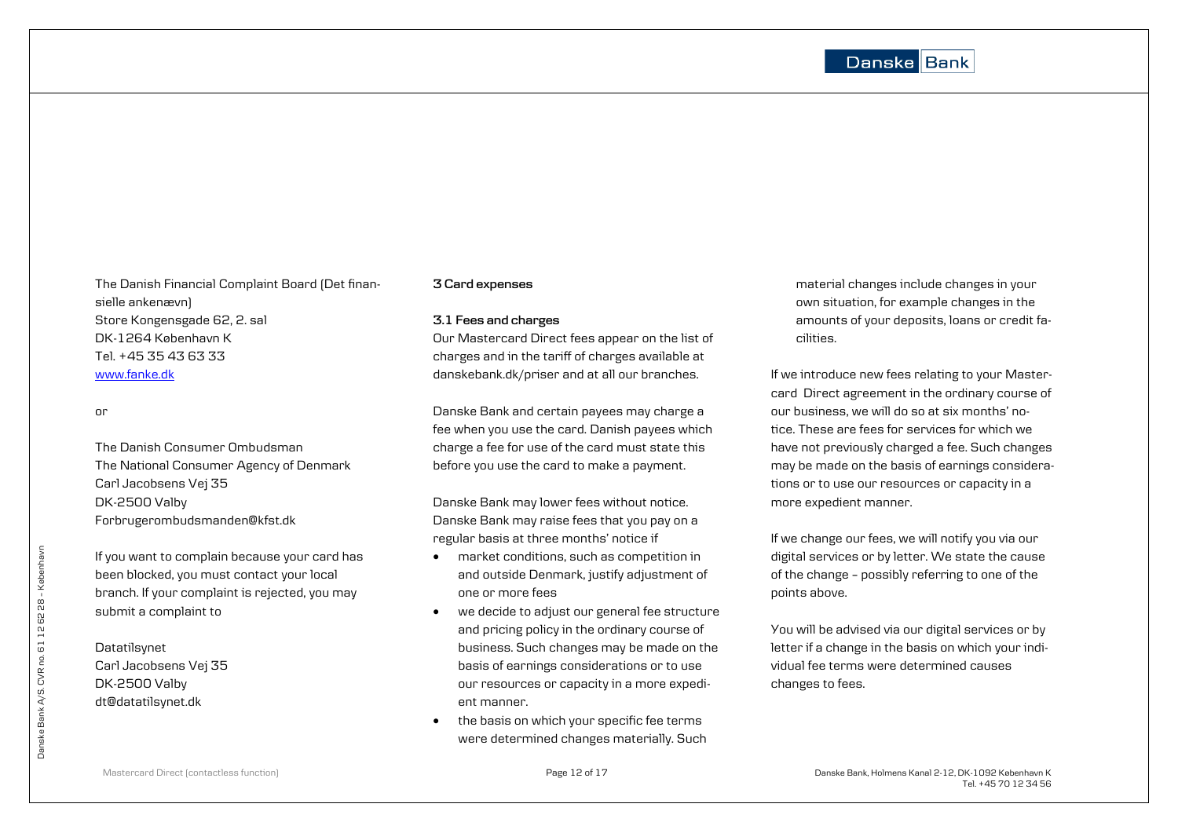The Danish Financial Complaint Board (Det finansielle ankenævn)
Store Kongensgade 62, 2. sal
DK-1264 København K
Tel. +45 35 43 63 33
www.fanke.dk

or

The Danish Consumer Ombudsman
The National Consumer Agency of Denmark
Carl Jacobsens Vej 35
DK-2500 Valby
Forbrugerombudsmanden@kfst.dk

If you want to complain because your card has been blocked, you must contact your local branch. If your complaint is rejected, you may submit a complaint to

Datatilsynet
Carl Jacobsens Vej 35
DK-2500 Valby
dt@datatilsynet.dk

## 3 Card expenses

### 3.1 Fees and charges

Our Mastercard Direct fees appear on the list of charges and in the tariff of charges available at danskebank.dk/priser and at all our branches.

Danske Bank and certain payees may charge a fee when you use the card. Danish payees which charge a fee for use of the card must state this before you use the card to make a payment.

Danske Bank may lower fees without notice. Danske Bank may raise fees that you pay on a regular basis at three months' notice if

- market conditions, such as competition in and outside Denmark, justify adjustment of one or more fees
- we decide to adjust our general fee structure and pricing policy in the ordinary course of business. Such changes may be made on the basis of earnings considerations or to use our resources or capacity in a more expedient manner.
- the basis on which your specific fee terms were determined changes materially. Such material changes include changes in your own situation, for example changes in the amounts of your deposits, loans or credit facilities.

If we introduce new fees relating to your Mastercard Direct agreement in the ordinary course of our business, we will do so at six months' notice. These are fees for services for which we have not previously charged a fee. Such changes may be made on the basis of earnings considerations or to use our resources or capacity in a more expedient manner.

If we change our fees, we will notify you via our digital services or by letter. We state the cause of the change – possibly referring to one of the points above.

You will be advised via our digital services or by letter if a change in the basis on which your individual fee terms were determined causes changes to fees.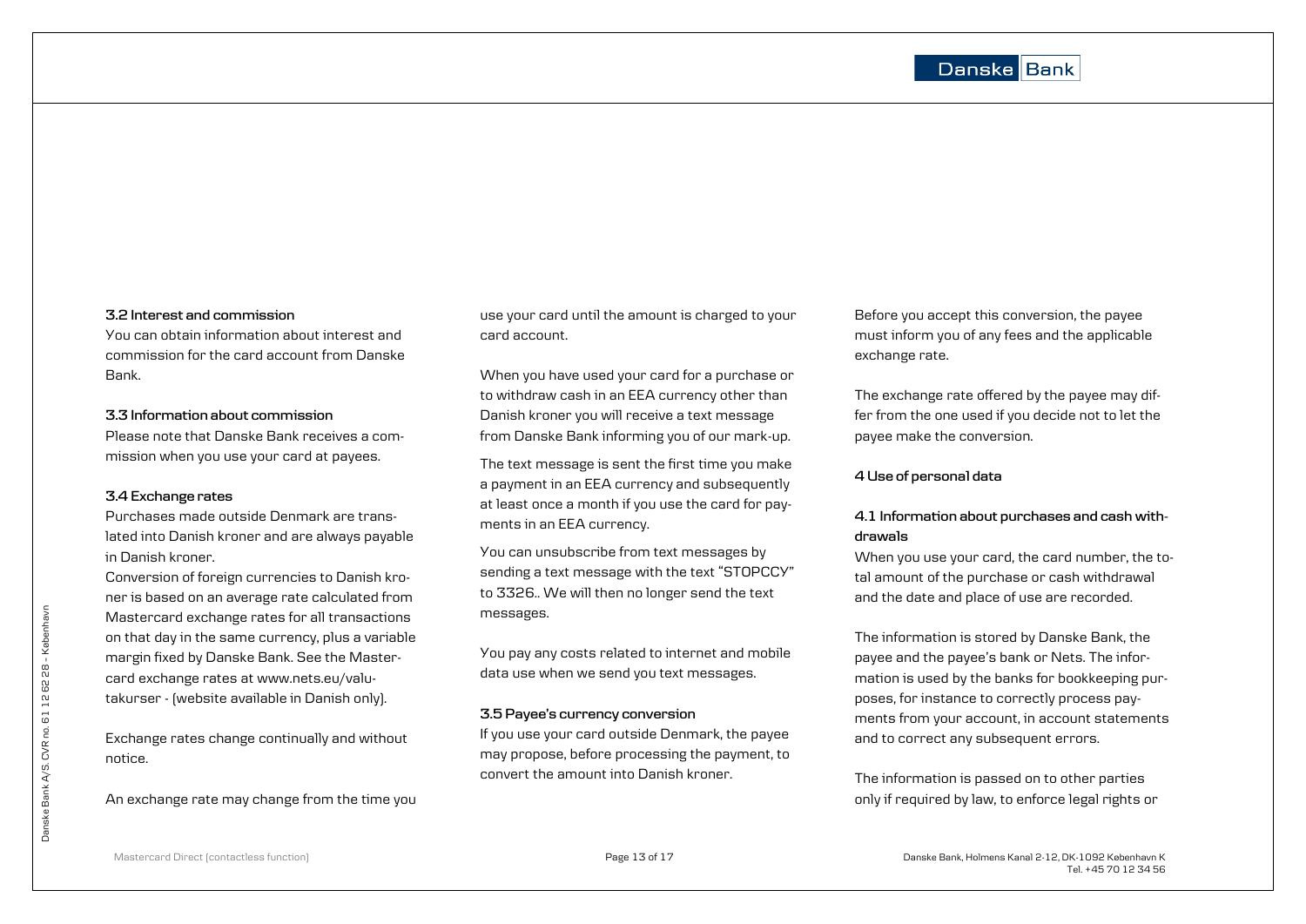### 3.2 Interest and commission

You can obtain information about interest and commission for the card account from Danske Bank.

### 3.3 Information about commission

Please note that Danske Bank receives a commission when you use your card at payees.

### 3.4 Exchange rates

Purchases made outside Denmark are translated into Danish kroner and are always payable in Danish kroner.

Conversion of foreign currencies to Danish kroner is based on an average rate calculated from Mastercard exchange rates for all transactions on that day in the same currency, plus a variable margin fixed by Danske Bank. See the Mastercard exchange rates at www.nets.eu/valutakurser - (website available in Danish only).

Exchange rates change continually and without notice.

An exchange rate may change from the time you use your card until the amount is charged to your card account.

When you have used your card for a purchase or to withdraw cash in an EEA currency other than Danish kroner you will receive a text message from Danske Bank informing you of our mark-up.

The text message is sent the first time you make a payment in an EEA currency and subsequently at least once a month if you use the card for payments in an EEA currency.

You can unsubscribe from text messages by sending a text message with the text "STOPCCY" to 3326.. We will then no longer send the text messages.

You pay any costs related to internet and mobile data use when we send you text messages.

### 3.5 Payee's currency conversion

If you use your card outside Denmark, the payee may propose, before processing the payment, to convert the amount into Danish kroner.

Before you accept this conversion, the payee must inform you of any fees and the applicable exchange rate.

The exchange rate offered by the payee may differ from the one used if you decide not to let the payee make the conversion.

## 4 Use of personal data

### 4.1 Information about purchases and cash withdrawals

When you use your card, the card number, the total amount of the purchase or cash withdrawal and the date and place of use are recorded.

The information is stored by Danske Bank, the payee and the payee's bank or Nets. The information is used by the banks for bookkeeping purposes, for instance to correctly process payments from your account, in account statements and to correct any subsequent errors.

The information is passed on to other parties only if required by law, to enforce legal rights or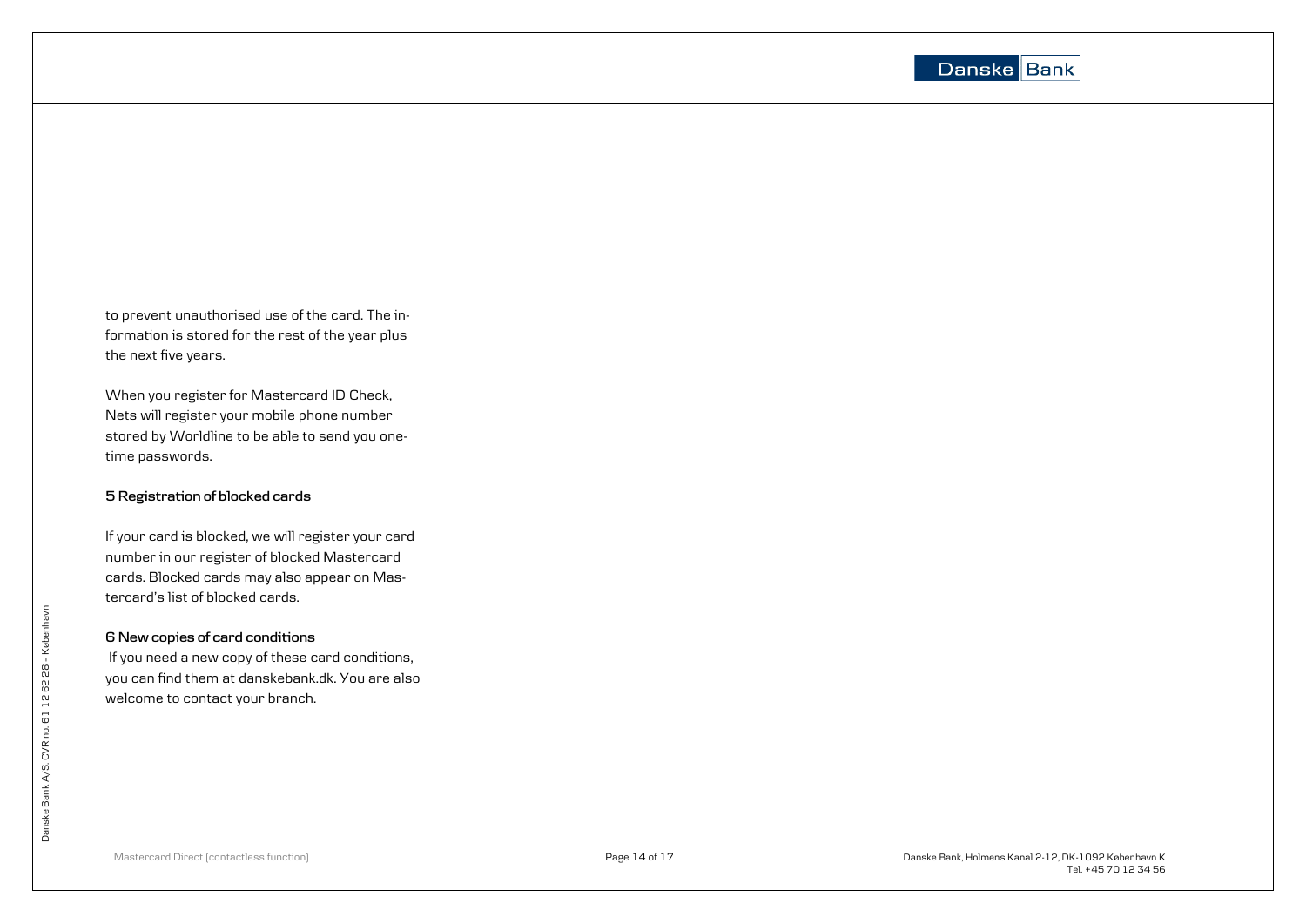to prevent unauthorised use of the card. The information is stored for the rest of the year plus the next five years.

When you register for Mastercard ID Check, Nets will register your mobile phone number stored by Worldline to be able to send you one-time passwords.

### 5 Registration of blocked cards

If your card is blocked, we will register your card number in our register of blocked Mastercard cards. Blocked cards may also appear on Mastercard's list of blocked cards.

### 6 New copies of card conditions

If you need a new copy of these card conditions, you can find them at danskebank.dk. You are also welcome to contact your branch.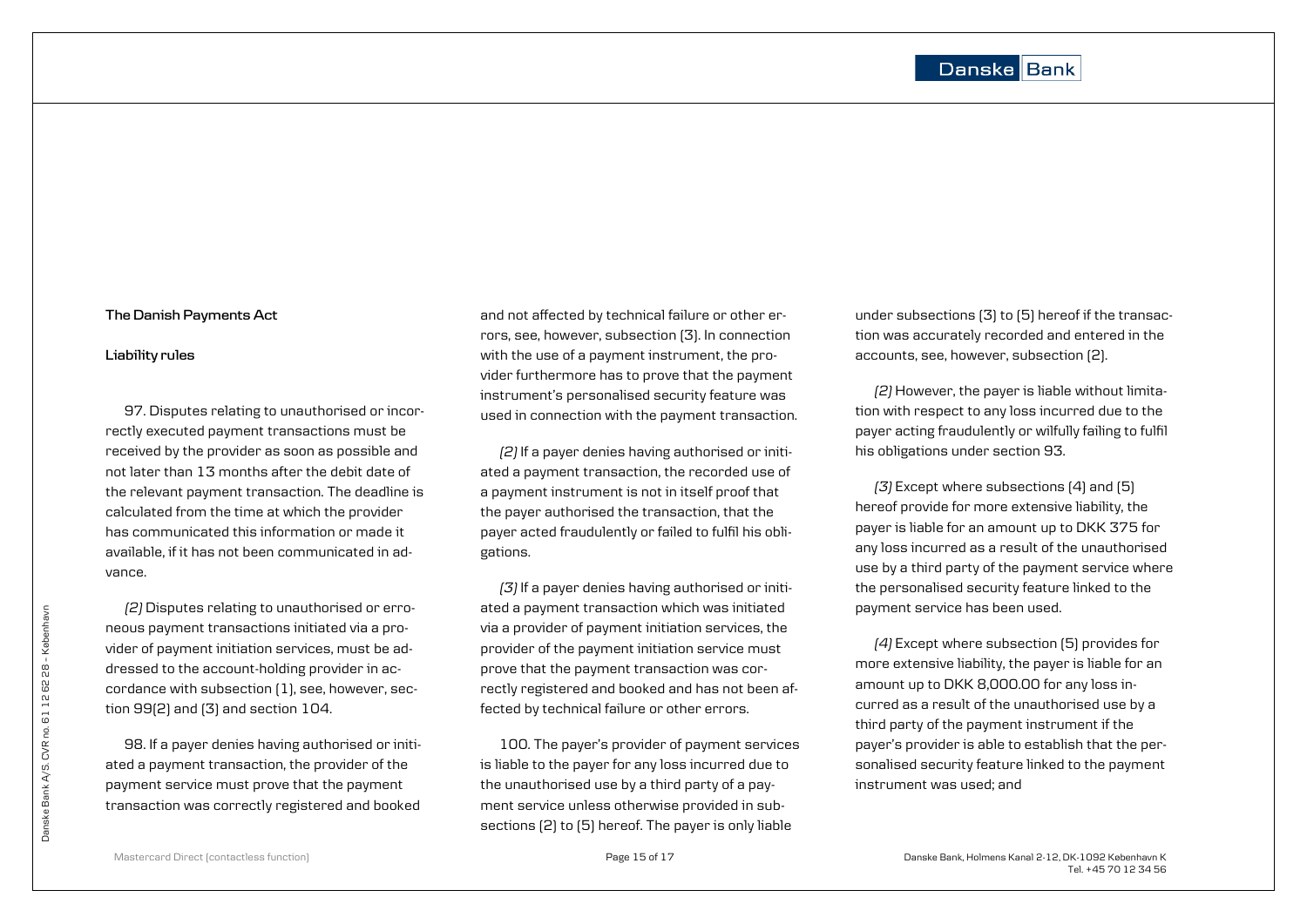**The Danish Payments Act**

**Liability rules**

97. Disputes relating to unauthorised or incorrectly executed payment transactions must be received by the provider as soon as possible and not later than 13 months after the debit date of the relevant payment transaction. The deadline is calculated from the time at which the provider has communicated this information or made it available, if it has not been communicated in advance.

*(2)* Disputes relating to unauthorised or erroneous payment transactions initiated via a provider of payment initiation services, must be addressed to the account-holding provider in accordance with subsection (1), see, however, section 99(2) and (3) and section 104.

98. If a payer denies having authorised or initiated a payment transaction, the provider of the payment service must prove that the payment transaction was correctly registered and booked and not affected by technical failure or other errors, see, however, subsection (3). In connection with the use of a payment instrument, the provider furthermore has to prove that the payment instrument's personalised security feature was used in connection with the payment transaction.

*(2)* If a payer denies having authorised or initiated a payment transaction, the recorded use of a payment instrument is not in itself proof that the payer authorised the transaction, that the payer acted fraudulently or failed to fulfil his obligations.

*(3)* If a payer denies having authorised or initiated a payment transaction which was initiated via a provider of payment initiation services, the provider of the payment initiation service must prove that the payment transaction was correctly registered and booked and has not been affected by technical failure or other errors.

100. The payer's provider of payment services is liable to the payer for any loss incurred due to the unauthorised use by a third party of a payment service unless otherwise provided in subsections (2) to (5) hereof. The payer is only liable under subsections (3) to (5) hereof if the transaction was accurately recorded and entered in the accounts, see, however, subsection (2).

*(2)* However, the payer is liable without limitation with respect to any loss incurred due to the payer acting fraudulently or wilfully failing to fulfil his obligations under section 93.

*(3)* Except where subsections (4) and (5) hereof provide for more extensive liability, the payer is liable for an amount up to DKK 375 for any loss incurred as a result of the unauthorised use by a third party of the payment service where the personalised security feature linked to the payment service has been used.

*(4)* Except where subsection (5) provides for more extensive liability, the payer is liable for an amount up to DKK 8,000.00 for any loss incurred as a result of the unauthorised use by a third party of the payment instrument if the payer's provider is able to establish that the personalised security feature linked to the payment instrument was used; and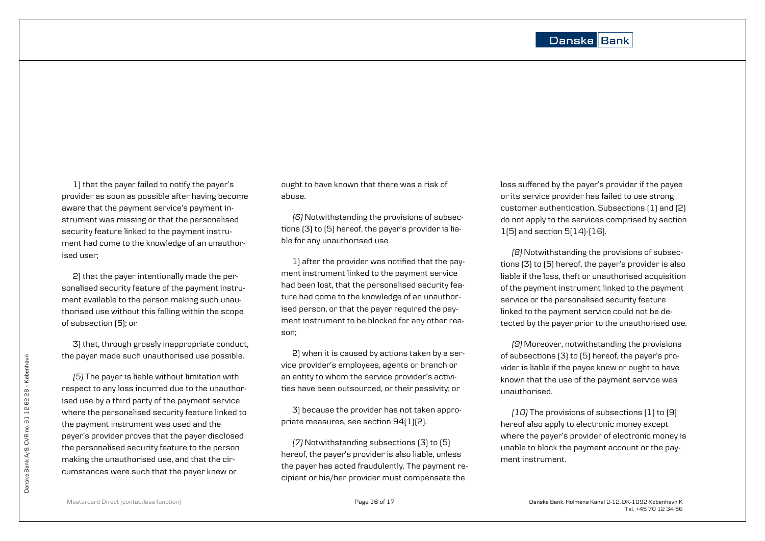1) that the payer failed to notify the payer's provider as soon as possible after having become aware that the payment service's payment instrument was missing or that the personalised security feature linked to the payment instrument had come to the knowledge of an unauthorised user;

2) that the payer intentionally made the personalised security feature of the payment instrument available to the person making such unauthorised use without this falling within the scope of subsection (5); or

3) that, through grossly inappropriate conduct, the payer made such unauthorised use possible.

*(5)* The payer is liable without limitation with respect to any loss incurred due to the unauthorised use by a third party of the payment service where the personalised security feature linked to the payment instrument was used and the payer's provider proves that the payer disclosed the personalised security feature to the person making the unauthorised use, and that the circumstances were such that the payer knew or ought to have known that there was a risk of abuse.

*(6)* Notwithstanding the provisions of subsections (3) to (5) hereof, the payer's provider is liable for any unauthorised use

1) after the provider was notified that the payment instrument linked to the payment service had been lost, that the personalised security feature had come to the knowledge of an unauthorised person, or that the payer required the payment instrument to be blocked for any other reason;

2) when it is caused by actions taken by a service provider's employees, agents or branch or an entity to whom the service provider's activities have been outsourced, or their passivity; or

3) because the provider has not taken appropriate measures, see section 94(1)(2).

*(7)* Notwithstanding subsections (3) to (5) hereof, the payer's provider is also liable, unless the payer has acted fraudulently. The payment recipient or his/her provider must compensate the loss suffered by the payer's provider if the payee or its service provider has failed to use strong customer authentication. Subsections (1) and (2) do not apply to the services comprised by section 1(5) and section 5(14)-(16).

*(8)* Notwithstanding the provisions of subsections (3) to (5) hereof, the payer's provider is also liable if the loss, theft or unauthorised acquisition of the payment instrument linked to the payment service or the personalised security feature linked to the payment service could not be detected by the payer prior to the unauthorised use.

*(9)* Moreover, notwithstanding the provisions of subsections (3) to (5) hereof, the payer's provider is liable if the payee knew or ought to have known that the use of the payment service was unauthorised.

*(10)* The provisions of subsections (1) to (9) hereof also apply to electronic money except where the payer's provider of electronic money is unable to block the payment account or the payment instrument.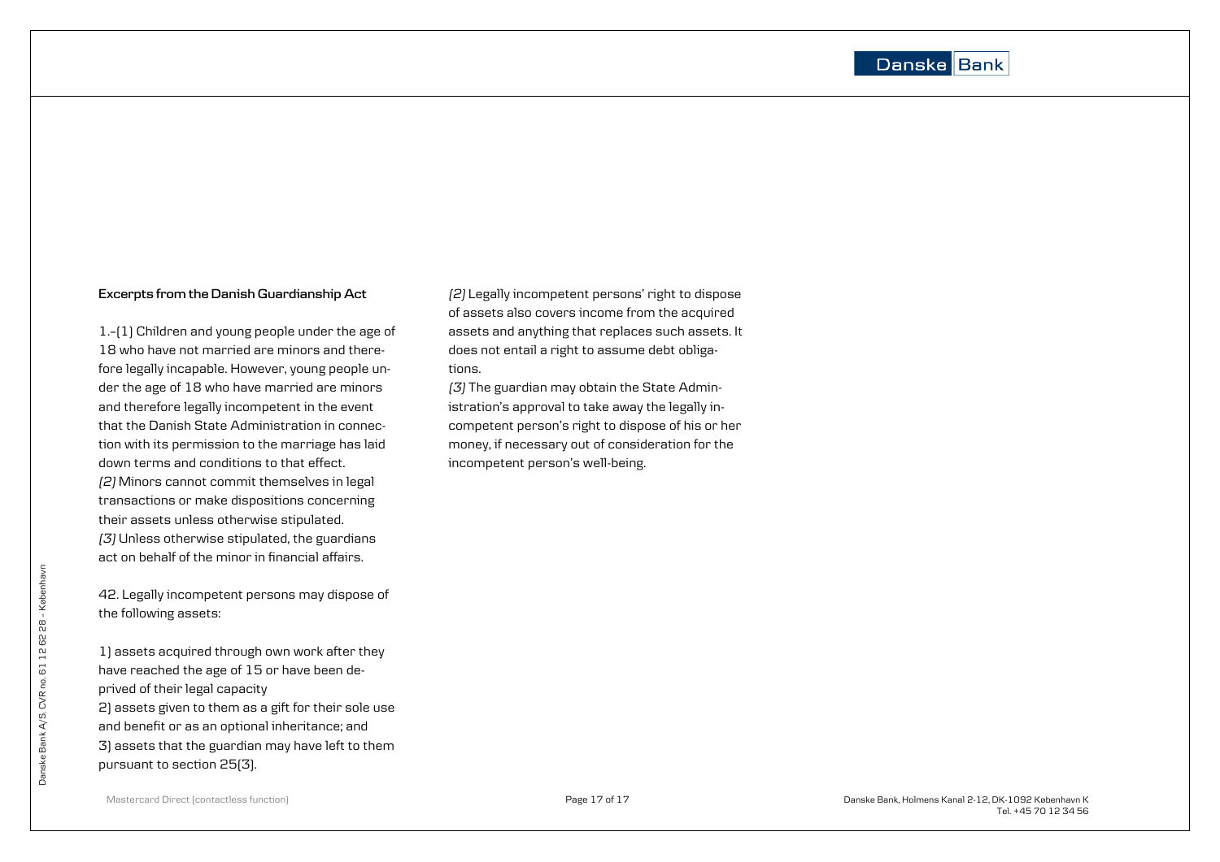**Excerpts from the Danish Guardianship Act**

1.–(1) Children and young people under the age of 18 who have not married are minors and therefore legally incapable. However, young people under the age of 18 who have married are minors and therefore legally incompetent in the event that the Danish State Administration in connection with its permission to the marriage has laid down terms and conditions to that effect.
*(2)* Minors cannot commit themselves in legal transactions or make dispositions concerning their assets unless otherwise stipulated.
*(3)* Unless otherwise stipulated, the guardians act on behalf of the minor in financial affairs.

42. Legally incompetent persons may dispose of the following assets:

1) assets acquired through own work after they have reached the age of 15 or have been deprived of their legal capacity
2) assets given to them as a gift for their sole use and benefit or as an optional inheritance; and
3) assets that the guardian may have left to them pursuant to section 25(3).

*(2)* Legally incompetent persons' right to dispose of assets also covers income from the acquired assets and anything that replaces such assets. It does not entail a right to assume debt obligations.
*(3)* The guardian may obtain the State Administration's approval to take away the legally incompetent person's right to dispose of his or her money, if necessary out of consideration for the incompetent person's well-being.